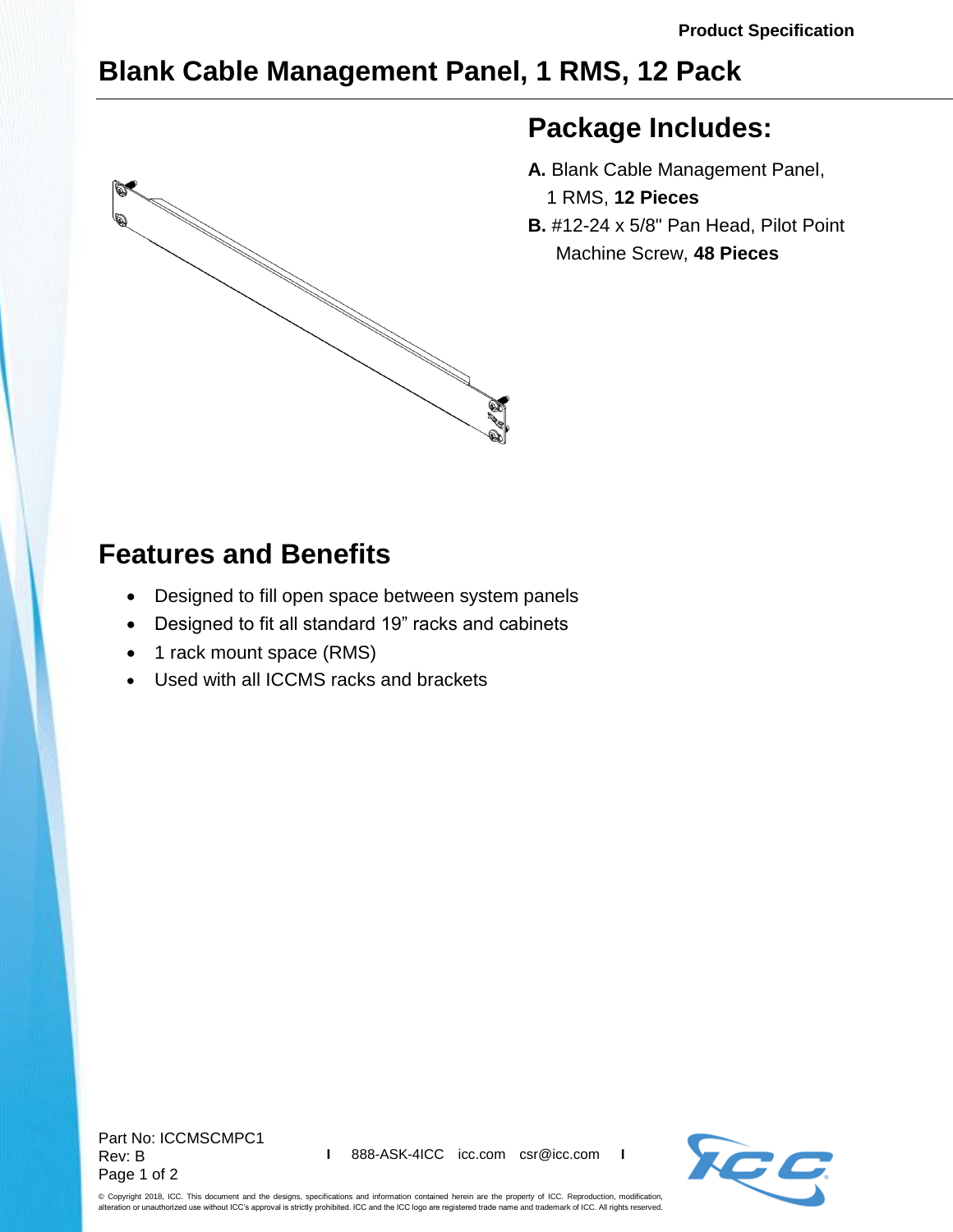Product Specification

# Blank Cable Management Panel, 1 RMS, 12 Pack

## Package Includes:

**A.** Blank Cable Management Panel, 1 RMS, **12 Pieces**

**B.** #12-24 x 5/8" Pan Head, Pilot Point Machine Screw, **48 Pieces**

## Features and Benefits

- Designed to fill open space between system panels
- Designed to fit all standard 19" racks and cabinets
- 1 rack mount space (RMS)
- Used with all ICCMS racks and brackets

Part No: ICCMSCMPC1
Rev: B

888-ASK-4ICC icc.com csr@icc.com

© Copyright 2018, ICC. This document and the designs, specifications and information contained herein are the property of ICC. Reproduction, modification, alteration or unauthorized use without ICC's approval is strictly prohibited. ICC and the ICC logo are registered trade name and trademark of ICC. All rights reserved.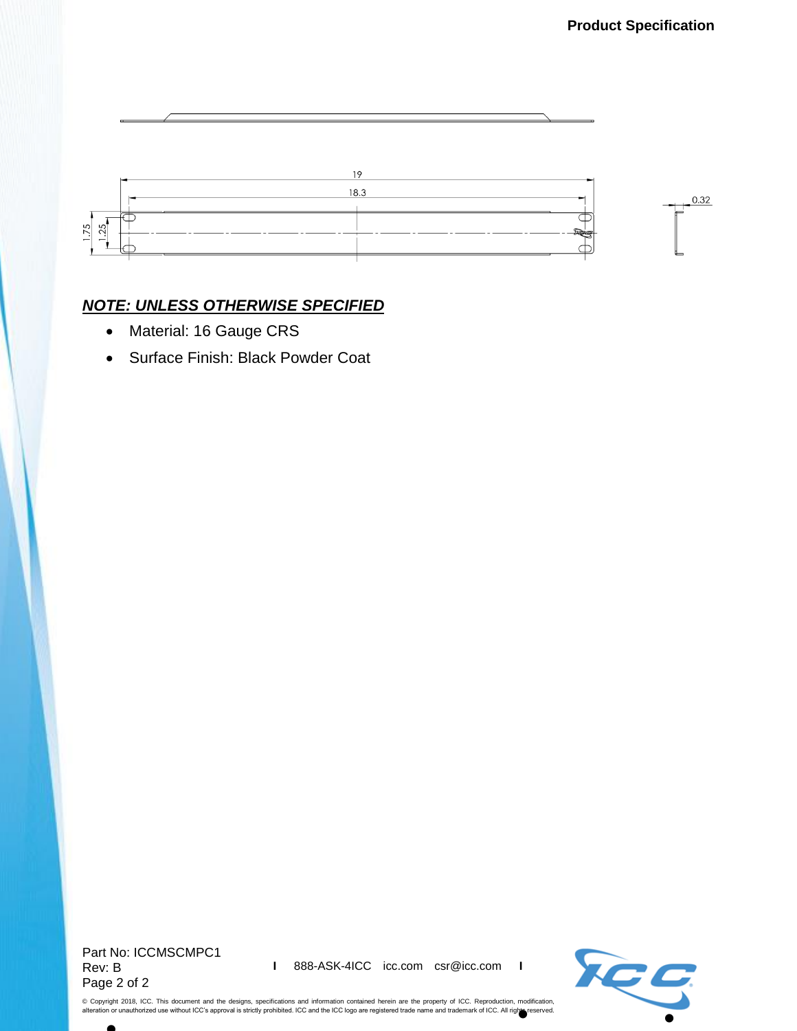19

18.3

1.75

1.25

0.32

***NOTE: UNLESS OTHERWISE SPECIFIED***

- Material: 16 Gauge CRS
- Surface Finish: Black Powder Coat

Part No: ICCMSCMPC1
Rev: B

888-ASK-4ICC icc.com csr@icc.com

© Copyright 2018, ICC. This document and the designs, specifications and information contained herein are the property of ICC. Reproduction, modification, alteration or unauthorized use without ICC's approval is strictly prohibited. ICC and the ICC logo are registered trade name and trademark of ICC. All rights reserved.